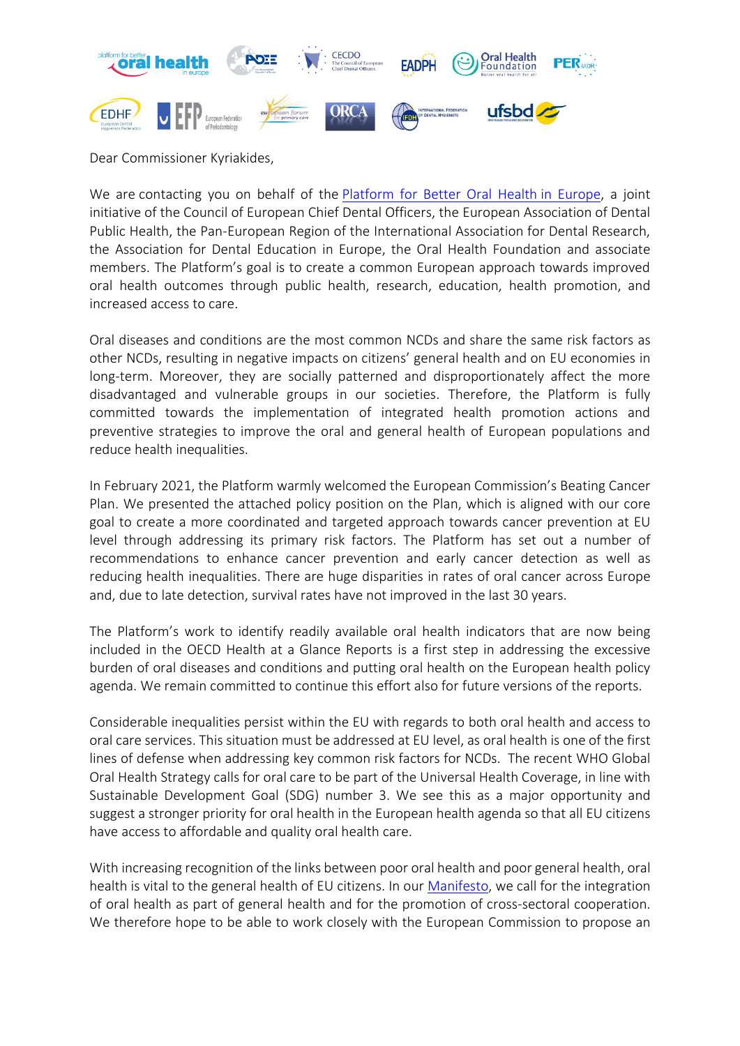Dear Commissioner Kyriakides,

We are contacting you on behalf of the Platform for Better Oral Health in Europe, a joint initiative of the Council of European Chief Dental Officers, the European Association of Dental Public Health, the Pan-European Region of the International Association for Dental Research, the Association for Dental Education in Europe, the Oral Health Foundation and associate members. The Platform's goal is to create a common European approach towards improved oral health outcomes through public health, research, education, health promotion, and increased access to care.

Oral diseases and conditions are the most common NCDs and share the same risk factors as other NCDs, resulting in negative impacts on citizens' general health and on EU economies in long-term. Moreover, they are socially patterned and disproportionately affect the more disadvantaged and vulnerable groups in our societies. Therefore, the Platform is fully committed towards the implementation of integrated health promotion actions and preventive strategies to improve the oral and general health of European populations and reduce health inequalities.

In February 2021, the Platform warmly welcomed the European Commission's Beating Cancer Plan. We presented the attached policy position on the Plan, which is aligned with our core goal to create a more coordinated and targeted approach towards cancer prevention at EU level through addressing its primary risk factors. The Platform has set out a number of recommendations to enhance cancer prevention and early cancer detection as well as reducing health inequalities. There are huge disparities in rates of oral cancer across Europe and, due to late detection, survival rates have not improved in the last 30 years.

The Platform's work to identify readily available oral health indicators that are now being included in the OECD Health at a Glance Reports is a first step in addressing the excessive burden of oral diseases and conditions and putting oral health on the European health policy agenda. We remain committed to continue this effort also for future versions of the reports.

Considerable inequalities persist within the EU with regards to both oral health and access to oral care services. This situation must be addressed at EU level, as oral health is one of the first lines of defense when addressing key common risk factors for NCDs. The recent WHO Global Oral Health Strategy calls for oral care to be part of the Universal Health Coverage, in line with Sustainable Development Goal (SDG) number 3. We see this as a major opportunity and suggest a stronger priority for oral health in the European health agenda so that all EU citizens have access to affordable and quality oral health care.

With increasing recognition of the links between poor oral health and poor general health, oral health is vital to the general health of EU citizens. In our Manifesto, we call for the integration of oral health as part of general health and for the promotion of cross-sectoral cooperation. We therefore hope to be able to work closely with the European Commission to propose an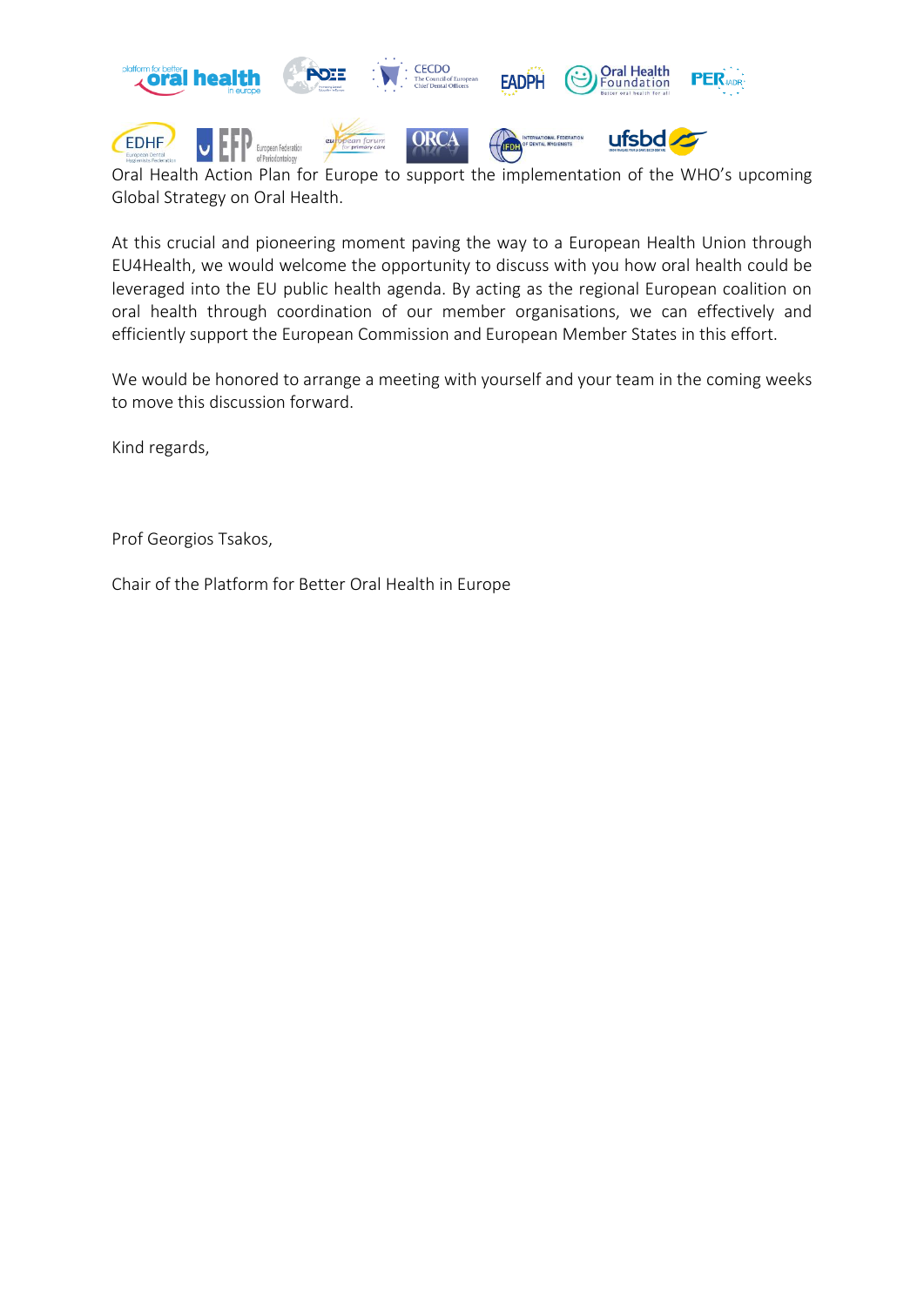Oral Health Action Plan for Europe to support the implementation of the WHO's upcoming Global Strategy on Oral Health.

At this crucial and pioneering moment paving the way to a European Health Union through EU4Health, we would welcome the opportunity to discuss with you how oral health could be leveraged into the EU public health agenda. By acting as the regional European coalition on oral health through coordination of our member organisations, we can effectively and efficiently support the European Commission and European Member States in this effort.

We would be honored to arrange a meeting with yourself and your team in the coming weeks to move this discussion forward.

Kind regards,

Prof Georgios Tsakos,

Chair of the Platform for Better Oral Health in Europe